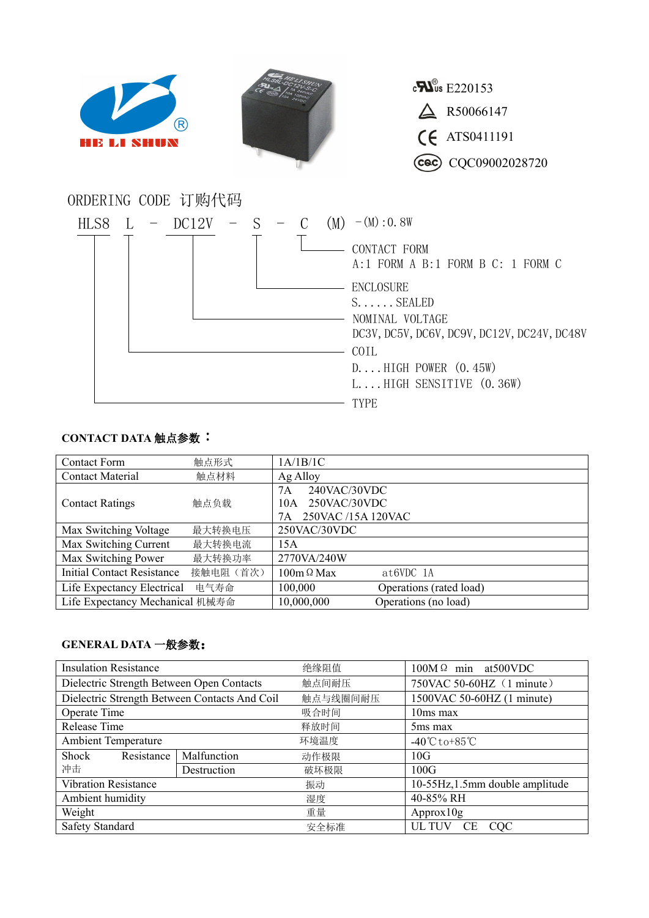HE LI SHUN

c UL us E220153

R50066147

CE ATS0411191

CQC CQC09002028720

## ORDERING CODE 订购代码

HLS8 L - DC12V - S - C (M) -(M):0.8W

- CONTACT FORM
  A:1 FORM A B:1 FORM B C: 1 FORM C
- ENCLOSURE
  S......SEALED
- NOMINAL VOLTAGE
  DC3V,DC5V,DC6V,DC9V,DC12V,DC24V,DC48V
- COIL
  D....HIGH POWER (0.45W)
  L....HIGH SENSITIVE (0.36W)
- TYPE

### CONTACT DATA 触点参数：

| Contact Form | 触点形式 | 1A/1B/1C | |
|---|---|---|---|
| Contact Material | 触点材料 | Ag Alloy | |
| Contact Ratings | 触点负载 | 7A 240VAC/30VDC<br>10A 250VAC/30VDC<br>7A 250VAC /15A 120VAC | |
| Max Switching Voltage | 最大转换电压 | 250VAC/30VDC | |
| Max Switching Current | 最大转换电流 | 15A | |
| Max Switching Power | 最大转换功率 | 2770VA/240W | |
| Initial Contact Resistance | 接触电阻（首次） | 100mΩ Max | at6VDC 1A |
| Life Expectancy Electrical | 电气寿命 | 100,000 | Operations (rated load) |
| Life Expectancy Mechanical | 机械寿命 | 10,000,000 | Operations (no load) |

### GENERAL DATA 一般参数：

| Insulation Resistance | | 绝缘阻值 | 100MΩ min at500VDC |
|---|---|---|---|
| Dielectric Strength Between Open Contacts | | 触点间耐压 | 750VAC 50-60HZ（1 minute） |
| Dielectric Strength Between Contacts And Coil | | 触点与线圈间耐压 | 1500VAC 50-60HZ (1 minute) |
| Operate Time | | 吸合时间 | 10ms max |
| Release Time | | 释放时间 | 5ms max |
| Ambient Temperature | | 环境温度 | -40℃to+85℃ |
| Shock Resistance 冲击 | Malfunction | 动作极限 | 10G |
| | Destruction | 破坏极限 | 100G |
| Vibration Resistance | | 振动 | 10-55Hz,1.5mm double amplitude |
| Ambient humidity | | 湿度 | 40-85% RH |
| Weight | | 重量 | Approx10g |
| Safety Standard | | 安全标准 | UL TUV CE CQC |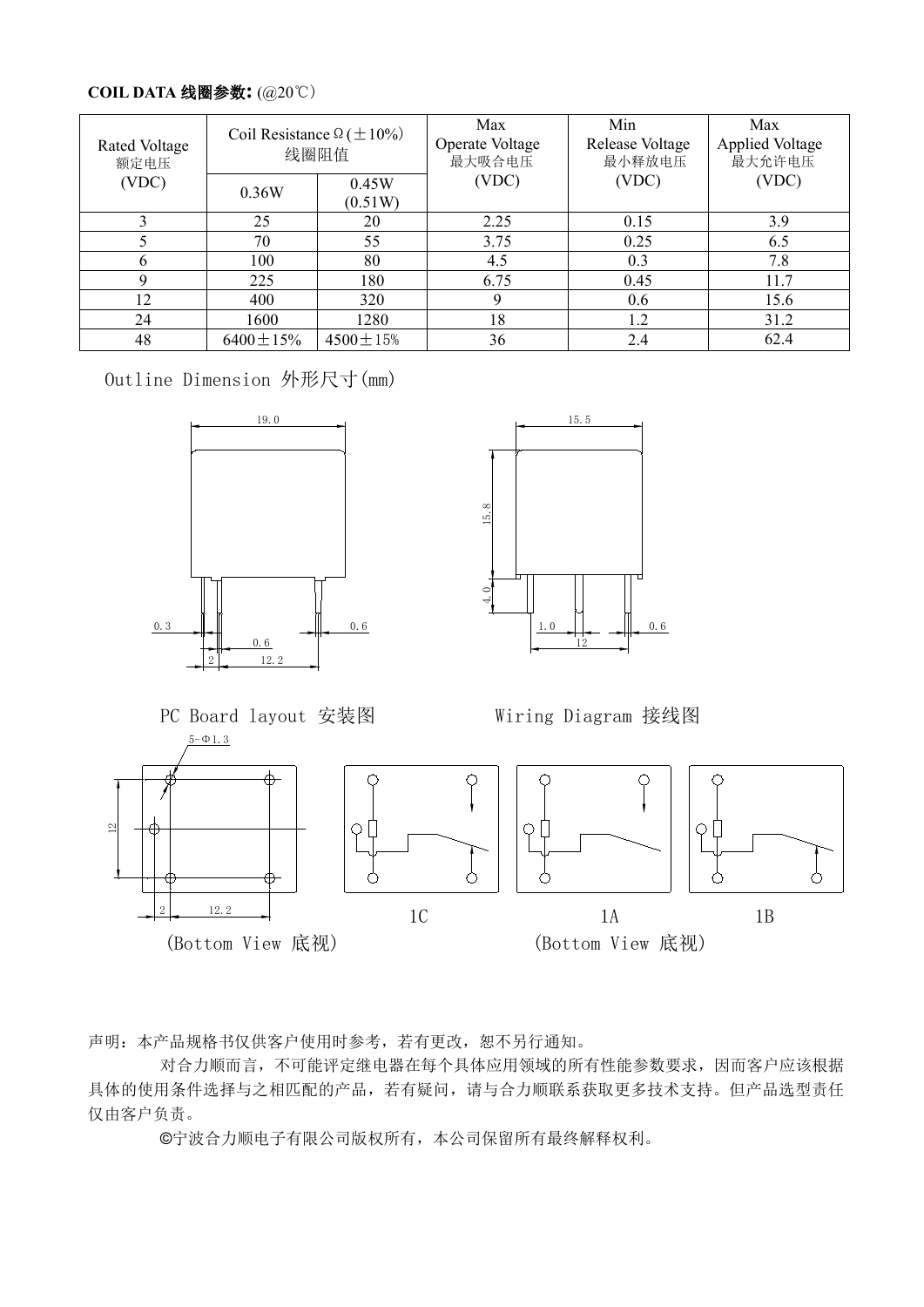**COIL DATA 线圈参数:** (@20℃)

| Rated Voltage 额定电压 (VDC) | Coil Resistance Ω (±10%) 线圈阻值 | | Max Operate Voltage 最大吸合电压 (VDC) | Min Release Voltage 最小释放电压 (VDC) | Max Applied Voltage 最大允许电压 (VDC) |
|---|---|---|---|---|---|
| | 0.36W | 0.45W (0.51W) | | | |
| 3 | 25 | 20 | 2.25 | 0.15 | 3.9 |
| 5 | 70 | 55 | 3.75 | 0.25 | 6.5 |
| 6 | 100 | 80 | 4.5 | 0.3 | 7.8 |
| 9 | 225 | 180 | 6.75 | 0.45 | 11.7 |
| 12 | 400 | 320 | 9 | 0.6 | 15.6 |
| 24 | 1600 | 1280 | 18 | 1.2 | 31.2 |
| 48 | 6400±15% | 4500±15% | 36 | 2.4 | 62.4 |

Outline Dimension 外形尺寸(mm)

19.0
0.3
0.6
0.6
2
12.2

15.5
15.8
4.0
1.0
0.6
12

PC Board layout 安装图

5-Φ1.3
12
2
12.2

(Bottom View 底视)

Wiring Diagram 接线图

1C

1A

1B

(Bottom View 底视)

声明：本产品规格书仅供客户使用时参考，若有更改，恕不另行通知。

对合力顺而言，不可能评定继电器在每个具体应用领域的所有性能参数要求，因而客户应该根据具体的使用条件选择与之相匹配的产品，若有疑问，请与合力顺联系获取更多技术支持。但产品选型责任仅由客户负责。

©宁波合力顺电子有限公司版权所有，本公司保留所有最终解释权利。